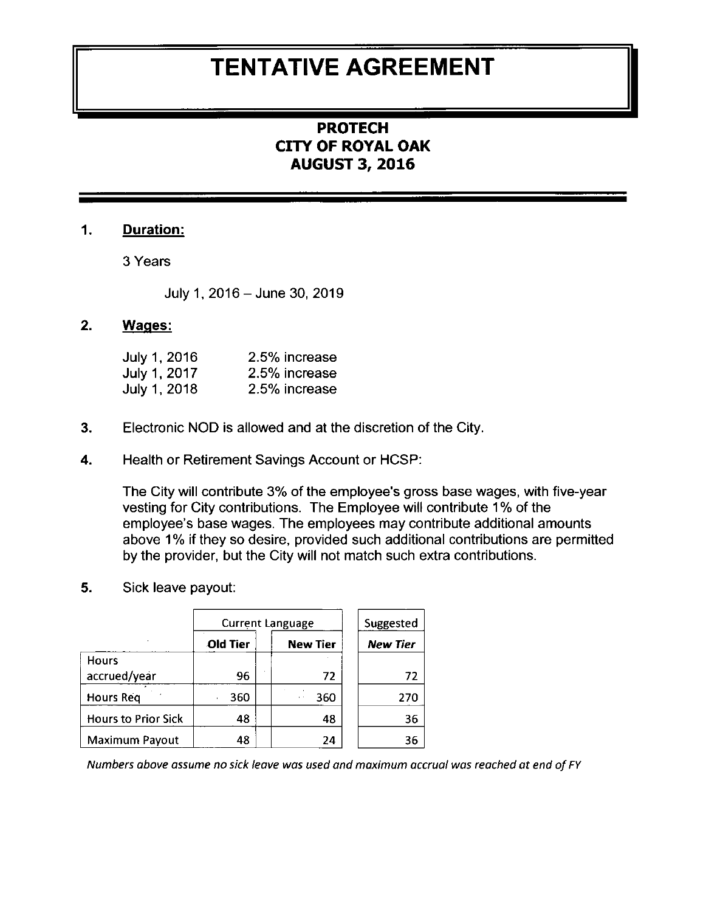# TENTATIVE AGREEMENT

**PROTECH**
**CITY OF ROYAL OAK**
**AUGUST 3, 2016**

1. **Duration:**

   3 Years

   July 1, 2016 – June 30, 2019

2. **Wages:**

   | | |
   |---|---|
   | July 1, 2016 | 2.5% increase |
   | July 1, 2017 | 2.5% increase |
   | July 1, 2018 | 2.5% increase |

3. Electronic NOD is allowed and at the discretion of the City.

4. Health or Retirement Savings Account or HCSP:

   The City will contribute 3% of the employee's gross base wages, with five-year vesting for City contributions. The Employee will contribute 1% of the employee's base wages. The employees may contribute additional amounts above 1% if they so desire, provided such additional contributions are permitted by the provider, but the City will not match such extra contributions.

5. Sick leave payout:

| | Current Language | | Suggested |
|---|---|---|---|
| | **Old Tier** | **New Tier** | ***New Tier*** |
| Hours accrued/year | 96 | 72 | 72 |
| Hours Req | 360 | 360 | 270 |
| Hours to Prior Sick | 48 | 48 | 36 |
| Maximum Payout | 48 | 24 | 36 |

*Numbers above assume no sick leave was used and maximum accrual was reached at end of FY*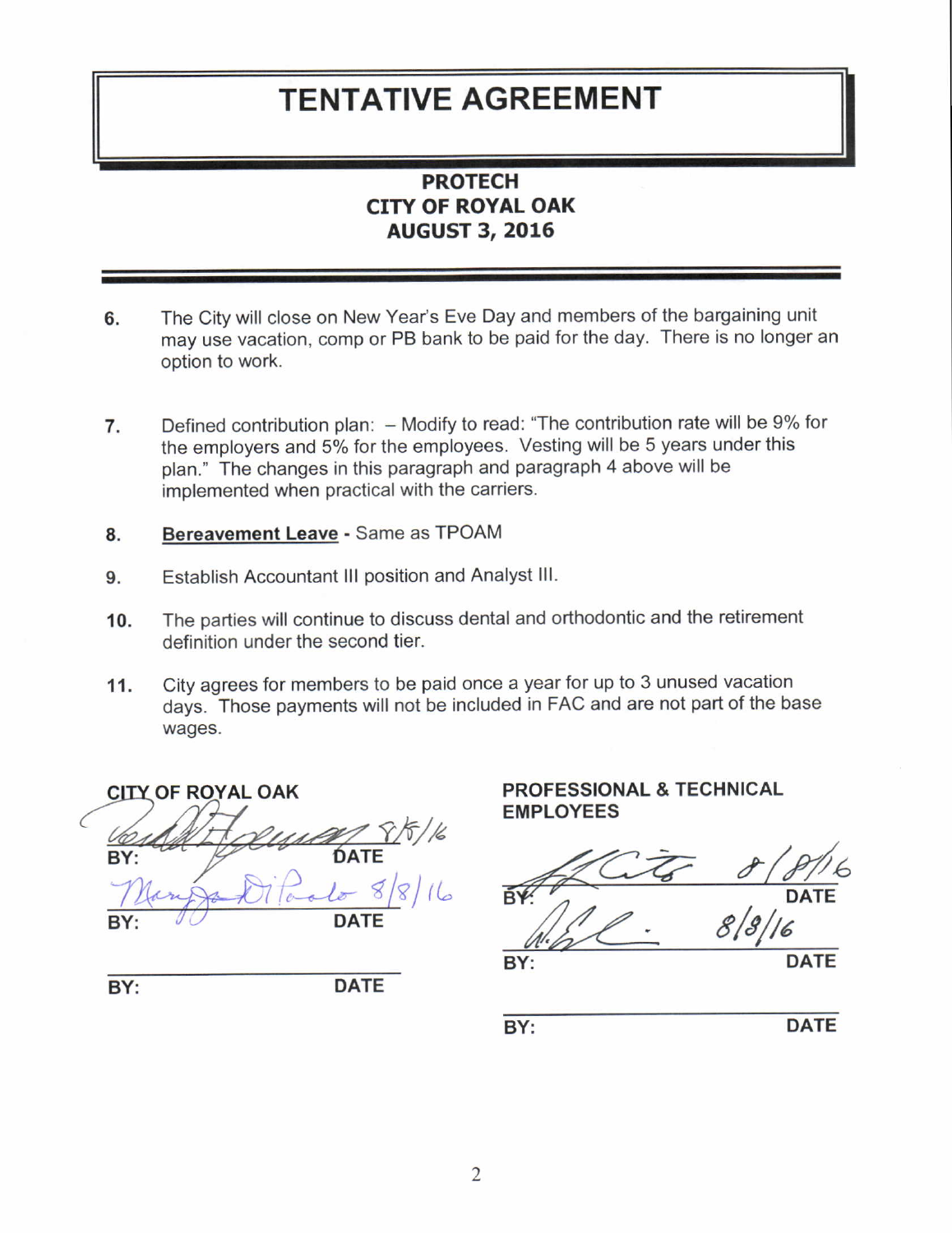# TENTATIVE AGREEMENT

**PROTECH**
**CITY OF ROYAL OAK**
**AUGUST 3, 2016**

6. The City will close on New Year's Eve Day and members of the bargaining unit may use vacation, comp or PB bank to be paid for the day. There is no longer an option to work.

7. Defined contribution plan: – Modify to read: "The contribution rate will be 9% for the employers and 5% for the employees. Vesting will be 5 years under this plan." The changes in this paragraph and paragraph 4 above will be implemented when practical with the carriers.

8. **Bereavement Leave** - Same as TPOAM

9. Establish Accountant III position and Analyst III.

10. The parties will continue to discuss dental and orthodontic and the retirement definition under the second tier.

11. City agrees for members to be paid once a year for up to 3 unused vacation days. Those payments will not be included in FAC and are not part of the base wages.

**CITY OF ROYAL OAK**

BY: [signature] DATE 8/8/16

BY: [signature] DATE 8/8/16

BY: DATE

**PROFESSIONAL & TECHNICAL EMPLOYEES**

BY: [signature] DATE 8/8/16

BY: [signature] DATE 8/8/16

BY: DATE